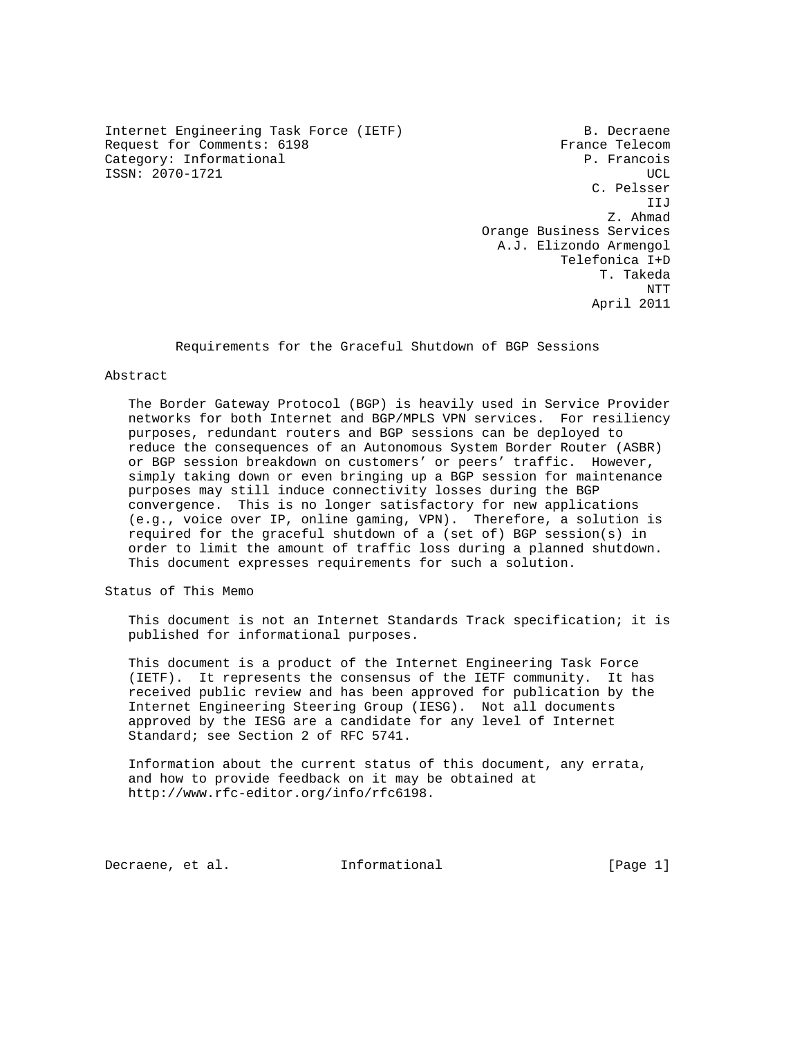Internet Engineering Task Force (IETF) B. Decraene
Request for Comments: 6198 France Telecom
Category: Informational P. Francois
ISSN: 2070-1721 UCL
C. Pelsser
IIJ
Z. Ahmad
Orange Business Services
A.J. Elizondo Armengol
Telefonica I+D
T. Takeda
NTT
April 2011

# Requirements for the Graceful Shutdown of BGP Sessions

## Abstract

The Border Gateway Protocol (BGP) is heavily used in Service Provider networks for both Internet and BGP/MPLS VPN services. For resiliency purposes, redundant routers and BGP sessions can be deployed to reduce the consequences of an Autonomous System Border Router (ASBR) or BGP session breakdown on customers' or peers' traffic. However, simply taking down or even bringing up a BGP session for maintenance purposes may still induce connectivity losses during the BGP convergence. This is no longer satisfactory for new applications (e.g., voice over IP, online gaming, VPN). Therefore, a solution is required for the graceful shutdown of a (set of) BGP session(s) in order to limit the amount of traffic loss during a planned shutdown. This document expresses requirements for such a solution.

## Status of This Memo

This document is not an Internet Standards Track specification; it is published for informational purposes.

This document is a product of the Internet Engineering Task Force (IETF). It represents the consensus of the IETF community. It has received public review and has been approved for publication by the Internet Engineering Steering Group (IESG). Not all documents approved by the IESG are a candidate for any level of Internet Standard; see Section 2 of RFC 5741.

Information about the current status of this document, any errata, and how to provide feedback on it may be obtained at http://www.rfc-editor.org/info/rfc6198.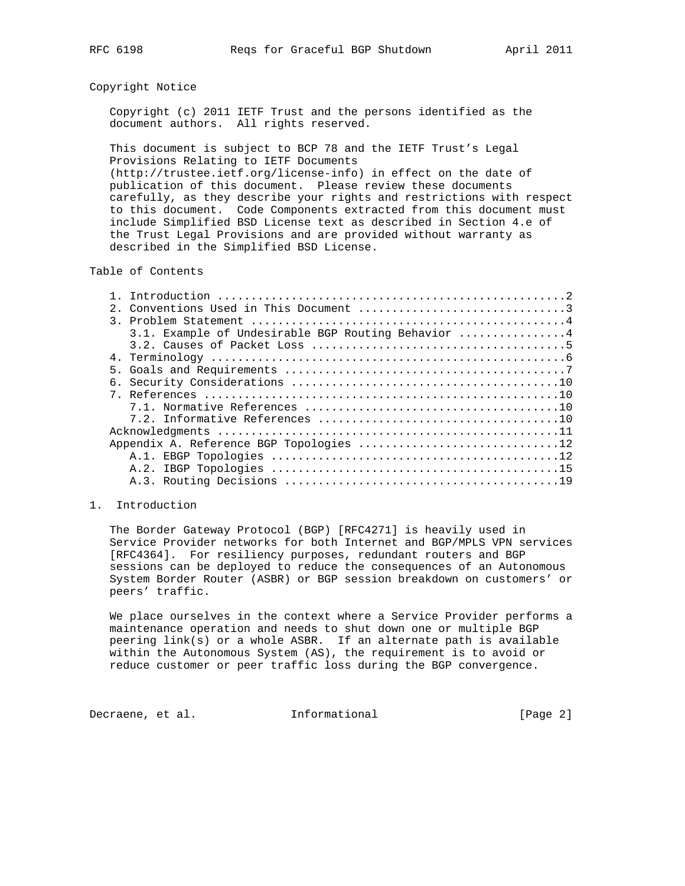Copyright Notice

Copyright (c) 2011 IETF Trust and the persons identified as the document authors. All rights reserved.

This document is subject to BCP 78 and the IETF Trust's Legal Provisions Relating to IETF Documents (http://trustee.ietf.org/license-info) in effect on the date of publication of this document. Please review these documents carefully, as they describe your rights and restrictions with respect to this document. Code Components extracted from this document must include Simplified BSD License text as described in Section 4.e of the Trust Legal Provisions and are provided without warranty as described in the Simplified BSD License.

Table of Contents

```
   1. Introduction ....................................................2
   2. Conventions Used in This Document ...............................3
   3. Problem Statement ...............................................4
      3.1. Example of Undesirable BGP Routing Behavior ................4
      3.2. Causes of Packet Loss ......................................5
   4. Terminology .....................................................6
   5. Goals and Requirements ..........................................7
   6. Security Considerations ........................................10
   7. References .....................................................10
      7.1. Normative References ......................................10
      7.2. Informative References ....................................10
   Acknowledgments ...................................................11
   Appendix A. Reference BGP Topologies ..............................12
      A.1. EBGP Topologies ...........................................12
      A.2. IBGP Topologies ...........................................15
      A.3. Routing Decisions .........................................19
```

## 1. Introduction

The Border Gateway Protocol (BGP) [RFC4271] is heavily used in Service Provider networks for both Internet and BGP/MPLS VPN services [RFC4364]. For resiliency purposes, redundant routers and BGP sessions can be deployed to reduce the consequences of an Autonomous System Border Router (ASBR) or BGP session breakdown on customers' or peers' traffic.

We place ourselves in the context where a Service Provider performs a maintenance operation and needs to shut down one or multiple BGP peering link(s) or a whole ASBR. If an alternate path is available within the Autonomous System (AS), the requirement is to avoid or reduce customer or peer traffic loss during the BGP convergence.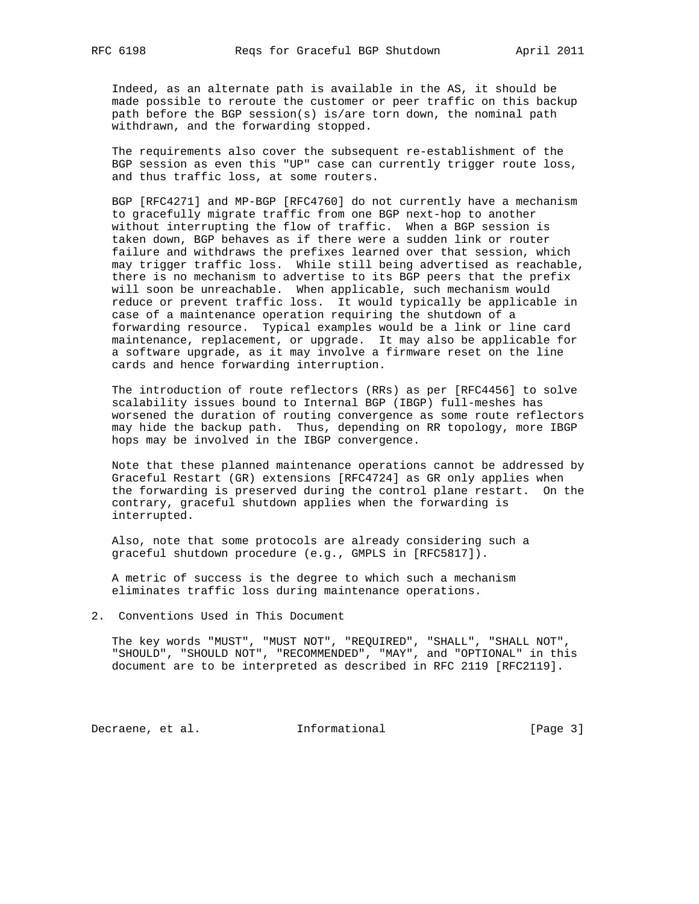Indeed, as an alternate path is available in the AS, it should be made possible to reroute the customer or peer traffic on this backup path before the BGP session(s) is/are torn down, the nominal path withdrawn, and the forwarding stopped.

The requirements also cover the subsequent re-establishment of the BGP session as even this "UP" case can currently trigger route loss, and thus traffic loss, at some routers.

BGP [RFC4271] and MP-BGP [RFC4760] do not currently have a mechanism to gracefully migrate traffic from one BGP next-hop to another without interrupting the flow of traffic. When a BGP session is taken down, BGP behaves as if there were a sudden link or router failure and withdraws the prefixes learned over that session, which may trigger traffic loss. While still being advertised as reachable, there is no mechanism to advertise to its BGP peers that the prefix will soon be unreachable. When applicable, such mechanism would reduce or prevent traffic loss. It would typically be applicable in case of a maintenance operation requiring the shutdown of a forwarding resource. Typical examples would be a link or line card maintenance, replacement, or upgrade. It may also be applicable for a software upgrade, as it may involve a firmware reset on the line cards and hence forwarding interruption.

The introduction of route reflectors (RRs) as per [RFC4456] to solve scalability issues bound to Internal BGP (IBGP) full-meshes has worsened the duration of routing convergence as some route reflectors may hide the backup path. Thus, depending on RR topology, more IBGP hops may be involved in the IBGP convergence.

Note that these planned maintenance operations cannot be addressed by Graceful Restart (GR) extensions [RFC4724] as GR only applies when the forwarding is preserved during the control plane restart. On the contrary, graceful shutdown applies when the forwarding is interrupted.

Also, note that some protocols are already considering such a graceful shutdown procedure (e.g., GMPLS in [RFC5817]).

A metric of success is the degree to which such a mechanism eliminates traffic loss during maintenance operations.

## 2. Conventions Used in This Document

The key words "MUST", "MUST NOT", "REQUIRED", "SHALL", "SHALL NOT", "SHOULD", "SHOULD NOT", "RECOMMENDED", "MAY", and "OPTIONAL" in this document are to be interpreted as described in RFC 2119 [RFC2119].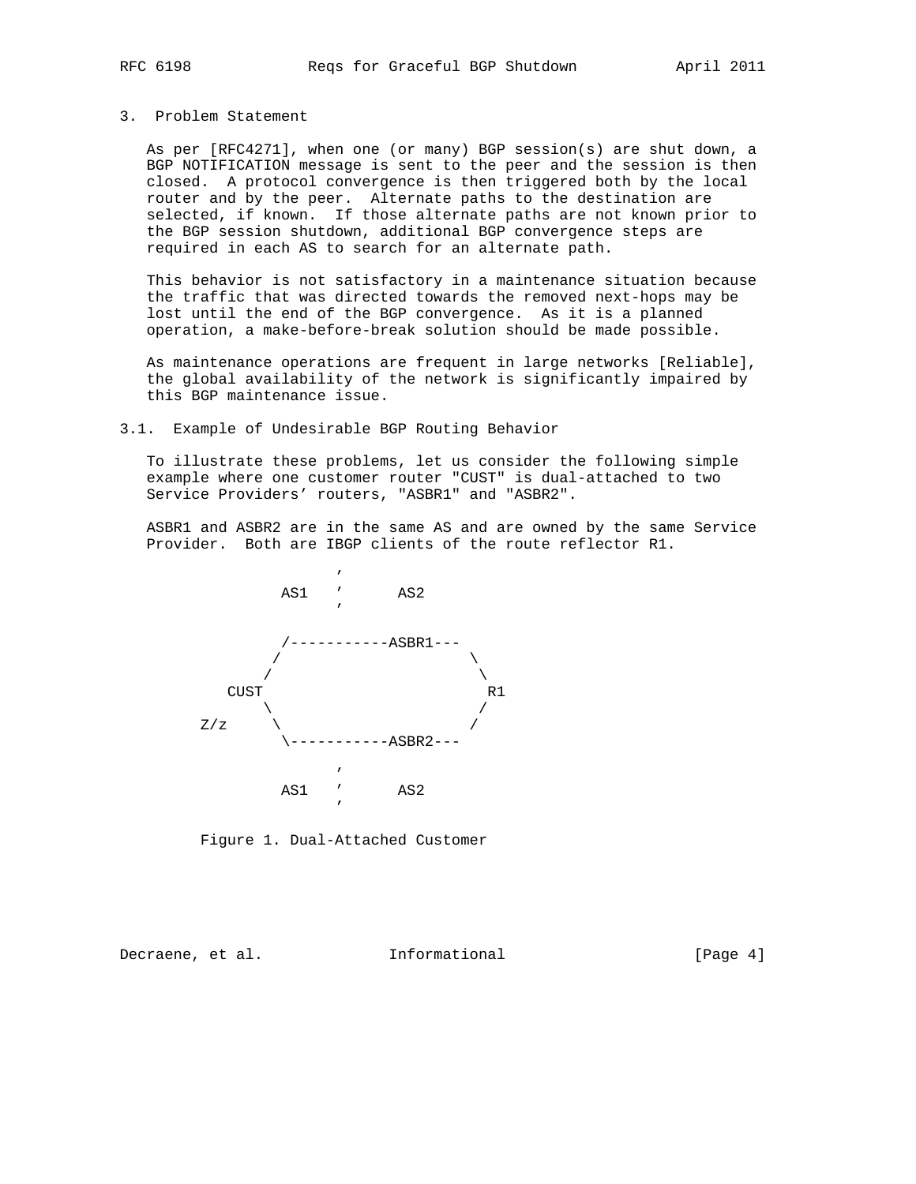## 3. Problem Statement

As per [RFC4271], when one (or many) BGP session(s) are shut down, a BGP NOTIFICATION message is sent to the peer and the session is then closed. A protocol convergence is then triggered both by the local router and by the peer. Alternate paths to the destination are selected, if known. If those alternate paths are not known prior to the BGP session shutdown, additional BGP convergence steps are required in each AS to search for an alternate path.

This behavior is not satisfactory in a maintenance situation because the traffic that was directed towards the removed next-hops may be lost until the end of the BGP convergence. As it is a planned operation, a make-before-break solution should be made possible.

As maintenance operations are frequent in large networks [Reliable], the global availability of the network is significantly impaired by this BGP maintenance issue.

### 3.1. Example of Undesirable BGP Routing Behavior

To illustrate these problems, let us consider the following simple example where one customer router "CUST" is dual-attached to two Service Providers' routers, "ASBR1" and "ASBR2".

ASBR1 and ASBR2 are in the same AS and are owned by the same Service Provider. Both are IBGP clients of the route reflector R1.

```
                    '
              AS1   '      AS2
                    '

              /-----------ASBR1---
             /                    \
            /                      \
          CUST                      R1
             \                     /
    Z/z       \                   /
               \-----------ASBR2---

                    '
              AS1   '      AS2
                    '
```

Figure 1. Dual-Attached Customer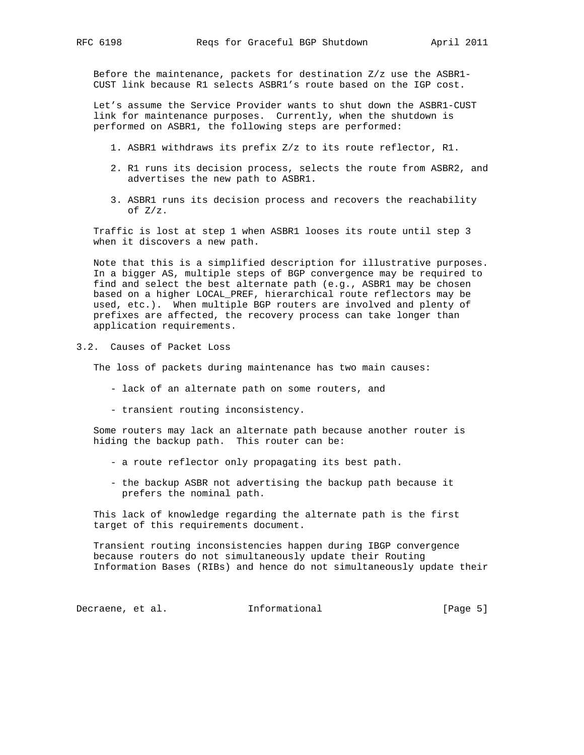Before the maintenance, packets for destination Z/z use the ASBR1-CUST link because R1 selects ASBR1's route based on the IGP cost.

Let's assume the Service Provider wants to shut down the ASBR1-CUST link for maintenance purposes. Currently, when the shutdown is performed on ASBR1, the following steps are performed:

1. ASBR1 withdraws its prefix Z/z to its route reflector, R1.

2. R1 runs its decision process, selects the route from ASBR2, and advertises the new path to ASBR1.

3. ASBR1 runs its decision process and recovers the reachability of Z/z.

Traffic is lost at step 1 when ASBR1 looses its route until step 3 when it discovers a new path.

Note that this is a simplified description for illustrative purposes. In a bigger AS, multiple steps of BGP convergence may be required to find and select the best alternate path (e.g., ASBR1 may be chosen based on a higher LOCAL_PREF, hierarchical route reflectors may be used, etc.). When multiple BGP routers are involved and plenty of prefixes are affected, the recovery process can take longer than application requirements.

## 3.2. Causes of Packet Loss

The loss of packets during maintenance has two main causes:

- lack of an alternate path on some routers, and

- transient routing inconsistency.

Some routers may lack an alternate path because another router is hiding the backup path. This router can be:

- a route reflector only propagating its best path.

- the backup ASBR not advertising the backup path because it prefers the nominal path.

This lack of knowledge regarding the alternate path is the first target of this requirements document.

Transient routing inconsistencies happen during IBGP convergence because routers do not simultaneously update their Routing Information Bases (RIBs) and hence do not simultaneously update their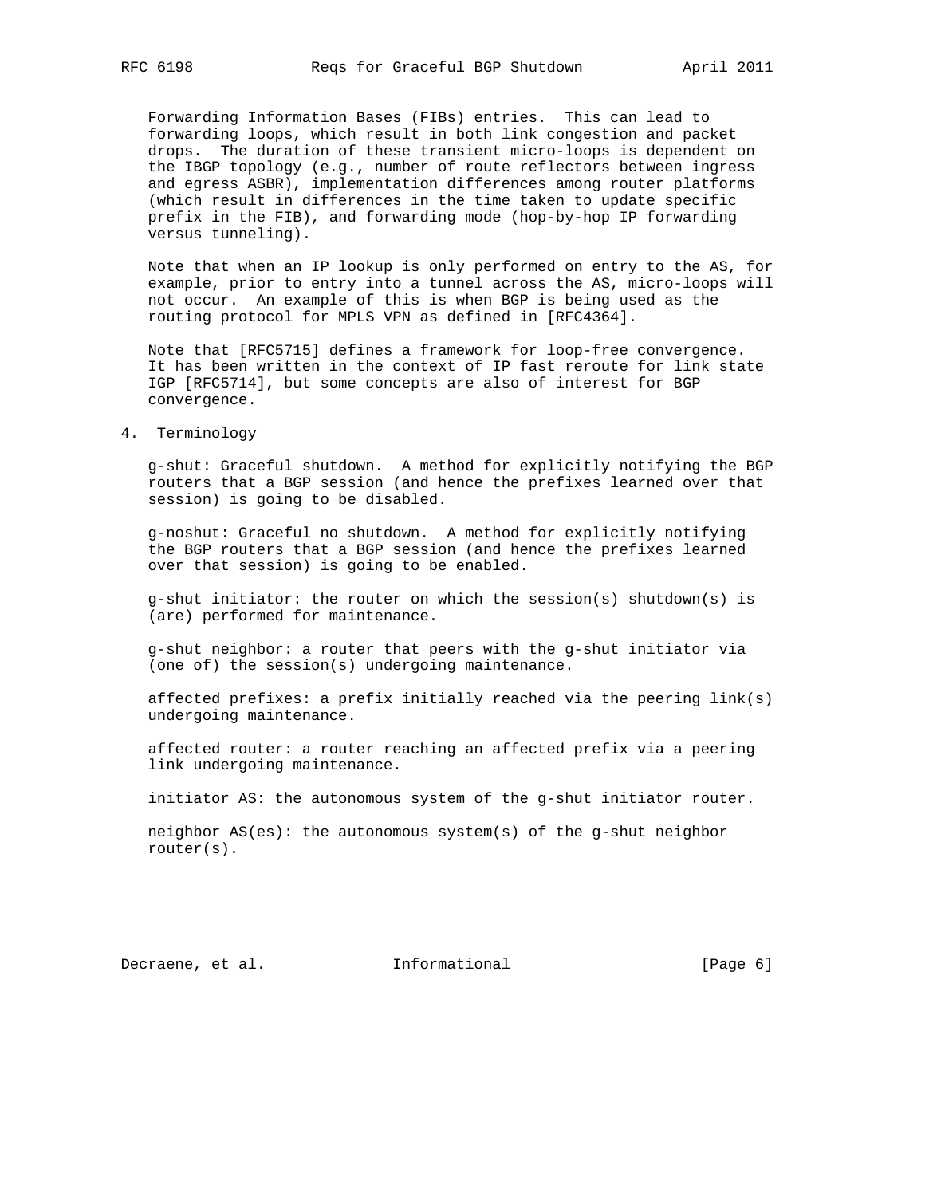Forwarding Information Bases (FIBs) entries. This can lead to forwarding loops, which result in both link congestion and packet drops. The duration of these transient micro-loops is dependent on the IBGP topology (e.g., number of route reflectors between ingress and egress ASBR), implementation differences among router platforms (which result in differences in the time taken to update specific prefix in the FIB), and forwarding mode (hop-by-hop IP forwarding versus tunneling).

Note that when an IP lookup is only performed on entry to the AS, for example, prior to entry into a tunnel across the AS, micro-loops will not occur. An example of this is when BGP is being used as the routing protocol for MPLS VPN as defined in [RFC4364].

Note that [RFC5715] defines a framework for loop-free convergence. It has been written in the context of IP fast reroute for link state IGP [RFC5714], but some concepts are also of interest for BGP convergence.

## 4. Terminology

g-shut: Graceful shutdown. A method for explicitly notifying the BGP routers that a BGP session (and hence the prefixes learned over that session) is going to be disabled.

g-noshut: Graceful no shutdown. A method for explicitly notifying the BGP routers that a BGP session (and hence the prefixes learned over that session) is going to be enabled.

g-shut initiator: the router on which the session(s) shutdown(s) is (are) performed for maintenance.

g-shut neighbor: a router that peers with the g-shut initiator via (one of) the session(s) undergoing maintenance.

affected prefixes: a prefix initially reached via the peering link(s) undergoing maintenance.

affected router: a router reaching an affected prefix via a peering link undergoing maintenance.

initiator AS: the autonomous system of the g-shut initiator router.

neighbor AS(es): the autonomous system(s) of the g-shut neighbor router(s).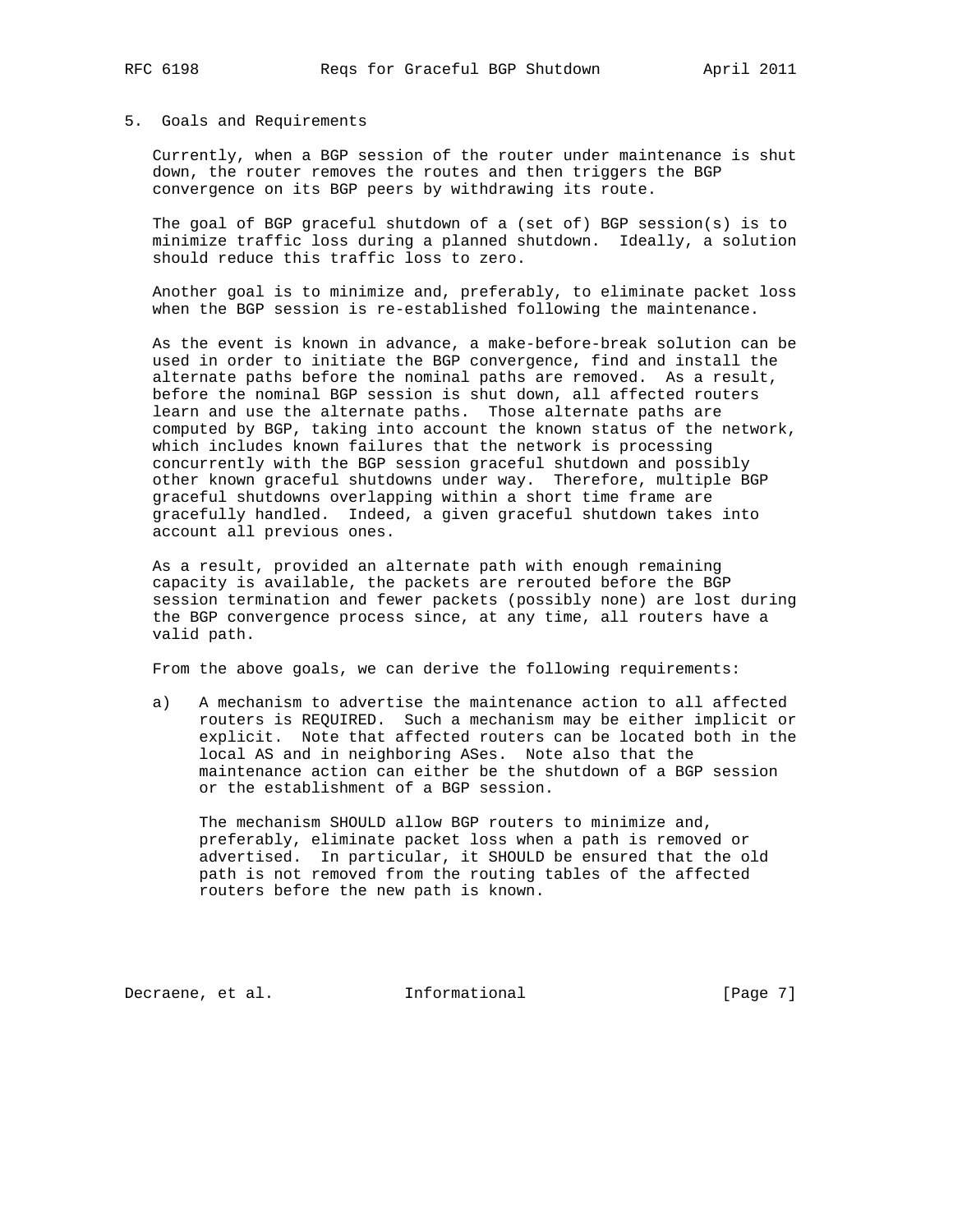## 5. Goals and Requirements

Currently, when a BGP session of the router under maintenance is shut down, the router removes the routes and then triggers the BGP convergence on its BGP peers by withdrawing its route.

The goal of BGP graceful shutdown of a (set of) BGP session(s) is to minimize traffic loss during a planned shutdown. Ideally, a solution should reduce this traffic loss to zero.

Another goal is to minimize and, preferably, to eliminate packet loss when the BGP session is re-established following the maintenance.

As the event is known in advance, a make-before-break solution can be used in order to initiate the BGP convergence, find and install the alternate paths before the nominal paths are removed. As a result, before the nominal BGP session is shut down, all affected routers learn and use the alternate paths. Those alternate paths are computed by BGP, taking into account the known status of the network, which includes known failures that the network is processing concurrently with the BGP session graceful shutdown and possibly other known graceful shutdowns under way. Therefore, multiple BGP graceful shutdowns overlapping within a short time frame are gracefully handled. Indeed, a given graceful shutdown takes into account all previous ones.

As a result, provided an alternate path with enough remaining capacity is available, the packets are rerouted before the BGP session termination and fewer packets (possibly none) are lost during the BGP convergence process since, at any time, all routers have a valid path.

From the above goals, we can derive the following requirements:

a) A mechanism to advertise the maintenance action to all affected routers is REQUIRED. Such a mechanism may be either implicit or explicit. Note that affected routers can be located both in the local AS and in neighboring ASes. Note also that the maintenance action can either be the shutdown of a BGP session or the establishment of a BGP session.

   The mechanism SHOULD allow BGP routers to minimize and, preferably, eliminate packet loss when a path is removed or advertised. In particular, it SHOULD be ensured that the old path is not removed from the routing tables of the affected routers before the new path is known.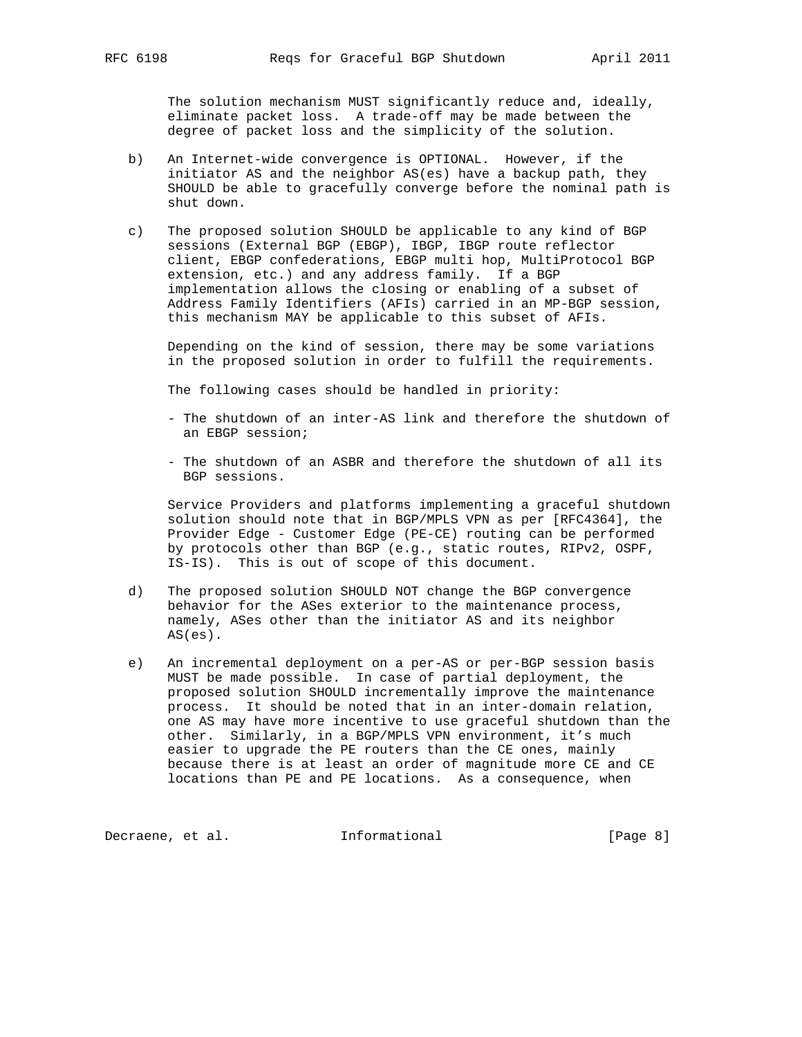The solution mechanism MUST significantly reduce and, ideally, eliminate packet loss. A trade-off may be made between the degree of packet loss and the simplicity of the solution.

b) An Internet-wide convergence is OPTIONAL. However, if the initiator AS and the neighbor AS(es) have a backup path, they SHOULD be able to gracefully converge before the nominal path is shut down.

c) The proposed solution SHOULD be applicable to any kind of BGP sessions (External BGP (EBGP), IBGP, IBGP route reflector client, EBGP confederations, EBGP multi hop, MultiProtocol BGP extension, etc.) and any address family. If a BGP implementation allows the closing or enabling of a subset of Address Family Identifiers (AFIs) carried in an MP-BGP session, this mechanism MAY be applicable to this subset of AFIs.

   Depending on the kind of session, there may be some variations in the proposed solution in order to fulfill the requirements.

   The following cases should be handled in priority:

   - The shutdown of an inter-AS link and therefore the shutdown of an EBGP session;

   - The shutdown of an ASBR and therefore the shutdown of all its BGP sessions.

   Service Providers and platforms implementing a graceful shutdown solution should note that in BGP/MPLS VPN as per [RFC4364], the Provider Edge - Customer Edge (PE-CE) routing can be performed by protocols other than BGP (e.g., static routes, RIPv2, OSPF, IS-IS). This is out of scope of this document.

d) The proposed solution SHOULD NOT change the BGP convergence behavior for the ASes exterior to the maintenance process, namely, ASes other than the initiator AS and its neighbor AS(es).

e) An incremental deployment on a per-AS or per-BGP session basis MUST be made possible. In case of partial deployment, the proposed solution SHOULD incrementally improve the maintenance process. It should be noted that in an inter-domain relation, one AS may have more incentive to use graceful shutdown than the other. Similarly, in a BGP/MPLS VPN environment, it's much easier to upgrade the PE routers than the CE ones, mainly because there is at least an order of magnitude more CE and CE locations than PE and PE locations. As a consequence, when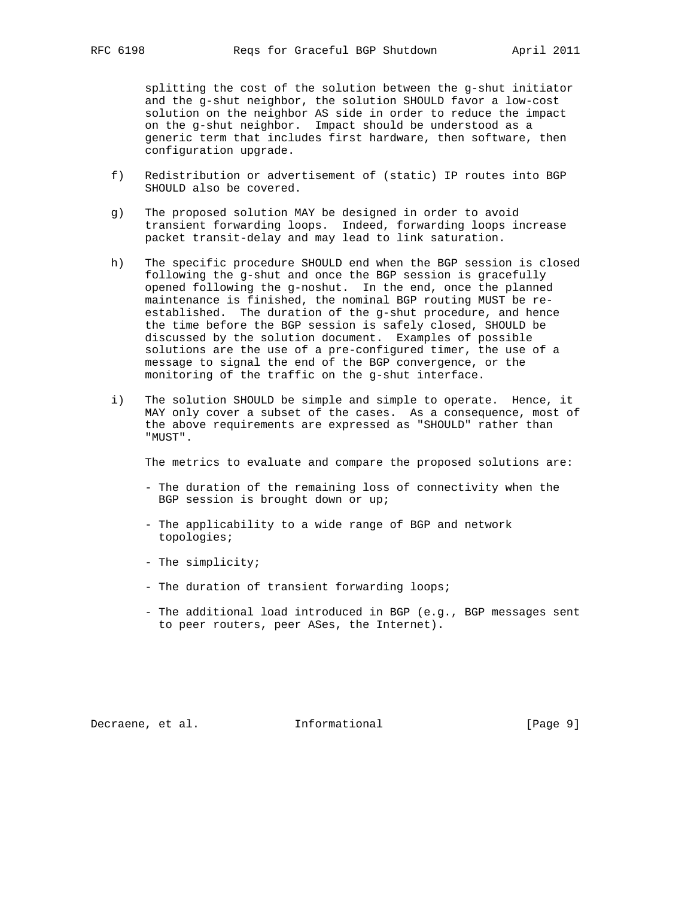splitting the cost of the solution between the g-shut initiator and the g-shut neighbor, the solution SHOULD favor a low-cost solution on the neighbor AS side in order to reduce the impact on the g-shut neighbor. Impact should be understood as a generic term that includes first hardware, then software, then configuration upgrade.

f) Redistribution or advertisement of (static) IP routes into BGP SHOULD also be covered.

g) The proposed solution MAY be designed in order to avoid transient forwarding loops. Indeed, forwarding loops increase packet transit-delay and may lead to link saturation.

h) The specific procedure SHOULD end when the BGP session is closed following the g-shut and once the BGP session is gracefully opened following the g-noshut. In the end, once the planned maintenance is finished, the nominal BGP routing MUST be re-established. The duration of the g-shut procedure, and hence the time before the BGP session is safely closed, SHOULD be discussed by the solution document. Examples of possible solutions are the use of a pre-configured timer, the use of a message to signal the end of the BGP convergence, or the monitoring of the traffic on the g-shut interface.

i) The solution SHOULD be simple and simple to operate. Hence, it MAY only cover a subset of the cases. As a consequence, most of the above requirements are expressed as "SHOULD" rather than "MUST".

   The metrics to evaluate and compare the proposed solutions are:

   - The duration of the remaining loss of connectivity when the BGP session is brought down or up;

   - The applicability to a wide range of BGP and network topologies;

   - The simplicity;

   - The duration of transient forwarding loops;

   - The additional load introduced in BGP (e.g., BGP messages sent to peer routers, peer ASes, the Internet).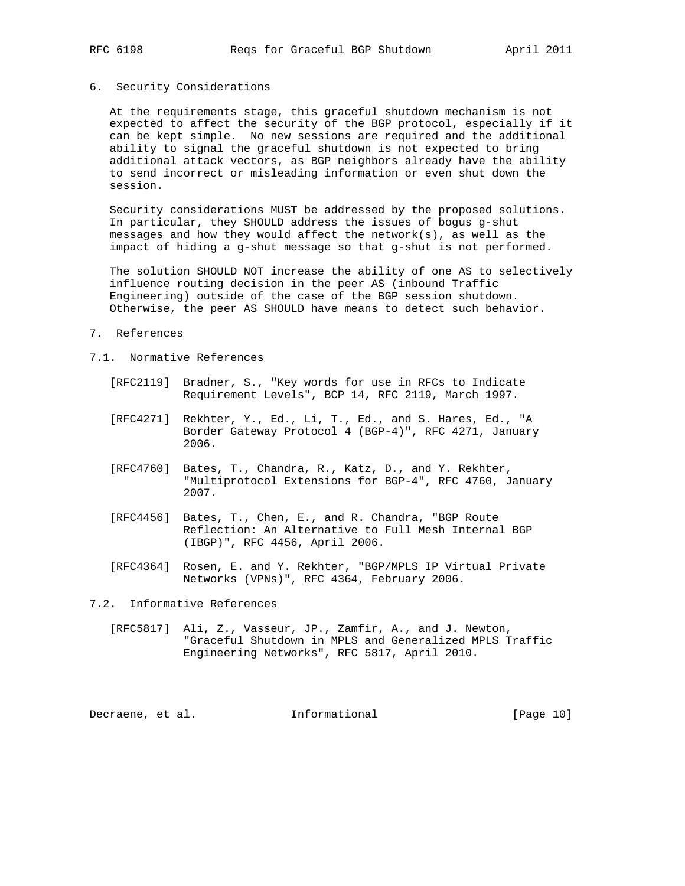## 6. Security Considerations

At the requirements stage, this graceful shutdown mechanism is not expected to affect the security of the BGP protocol, especially if it can be kept simple. No new sessions are required and the additional ability to signal the graceful shutdown is not expected to bring additional attack vectors, as BGP neighbors already have the ability to send incorrect or misleading information or even shut down the session.

Security considerations MUST be addressed by the proposed solutions. In particular, they SHOULD address the issues of bogus g-shut messages and how they would affect the network(s), as well as the impact of hiding a g-shut message so that g-shut is not performed.

The solution SHOULD NOT increase the ability of one AS to selectively influence routing decision in the peer AS (inbound Traffic Engineering) outside of the case of the BGP session shutdown. Otherwise, the peer AS SHOULD have means to detect such behavior.

## 7. References

### 7.1. Normative References

[RFC2119] Bradner, S., "Key words for use in RFCs to Indicate Requirement Levels", BCP 14, RFC 2119, March 1997.

[RFC4271] Rekhter, Y., Ed., Li, T., Ed., and S. Hares, Ed., "A Border Gateway Protocol 4 (BGP-4)", RFC 4271, January 2006.

[RFC4760] Bates, T., Chandra, R., Katz, D., and Y. Rekhter, "Multiprotocol Extensions for BGP-4", RFC 4760, January 2007.

[RFC4456] Bates, T., Chen, E., and R. Chandra, "BGP Route Reflection: An Alternative to Full Mesh Internal BGP (IBGP)", RFC 4456, April 2006.

[RFC4364] Rosen, E. and Y. Rekhter, "BGP/MPLS IP Virtual Private Networks (VPNs)", RFC 4364, February 2006.

### 7.2. Informative References

[RFC5817] Ali, Z., Vasseur, JP., Zamfir, A., and J. Newton, "Graceful Shutdown in MPLS and Generalized MPLS Traffic Engineering Networks", RFC 5817, April 2010.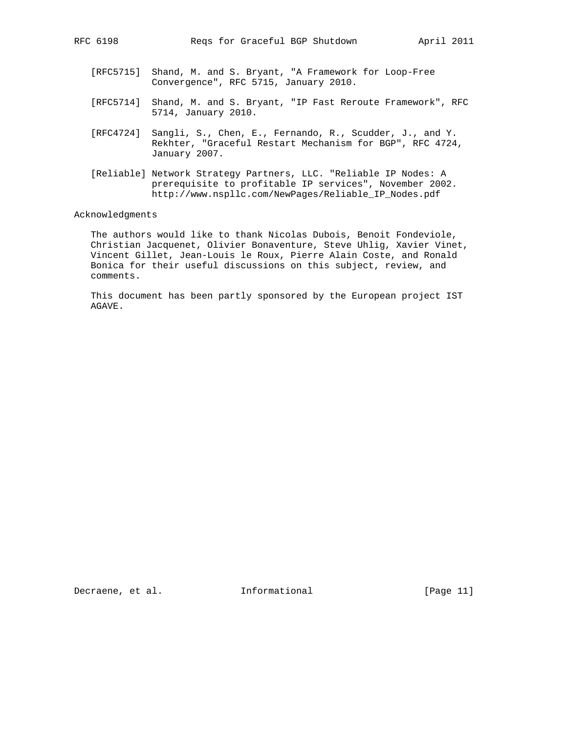[RFC5715] Shand, M. and S. Bryant, "A Framework for Loop-Free Convergence", RFC 5715, January 2010.

[RFC5714] Shand, M. and S. Bryant, "IP Fast Reroute Framework", RFC 5714, January 2010.

[RFC4724] Sangli, S., Chen, E., Fernando, R., Scudder, J., and Y. Rekhter, "Graceful Restart Mechanism for BGP", RFC 4724, January 2007.

[Reliable] Network Strategy Partners, LLC. "Reliable IP Nodes: A prerequisite to profitable IP services", November 2002. http://www.nspllc.com/NewPages/Reliable_IP_Nodes.pdf

## Acknowledgments

The authors would like to thank Nicolas Dubois, Benoit Fondeviole, Christian Jacquenet, Olivier Bonaventure, Steve Uhlig, Xavier Vinet, Vincent Gillet, Jean-Louis le Roux, Pierre Alain Coste, and Ronald Bonica for their useful discussions on this subject, review, and comments.

This document has been partly sponsored by the European project IST AGAVE.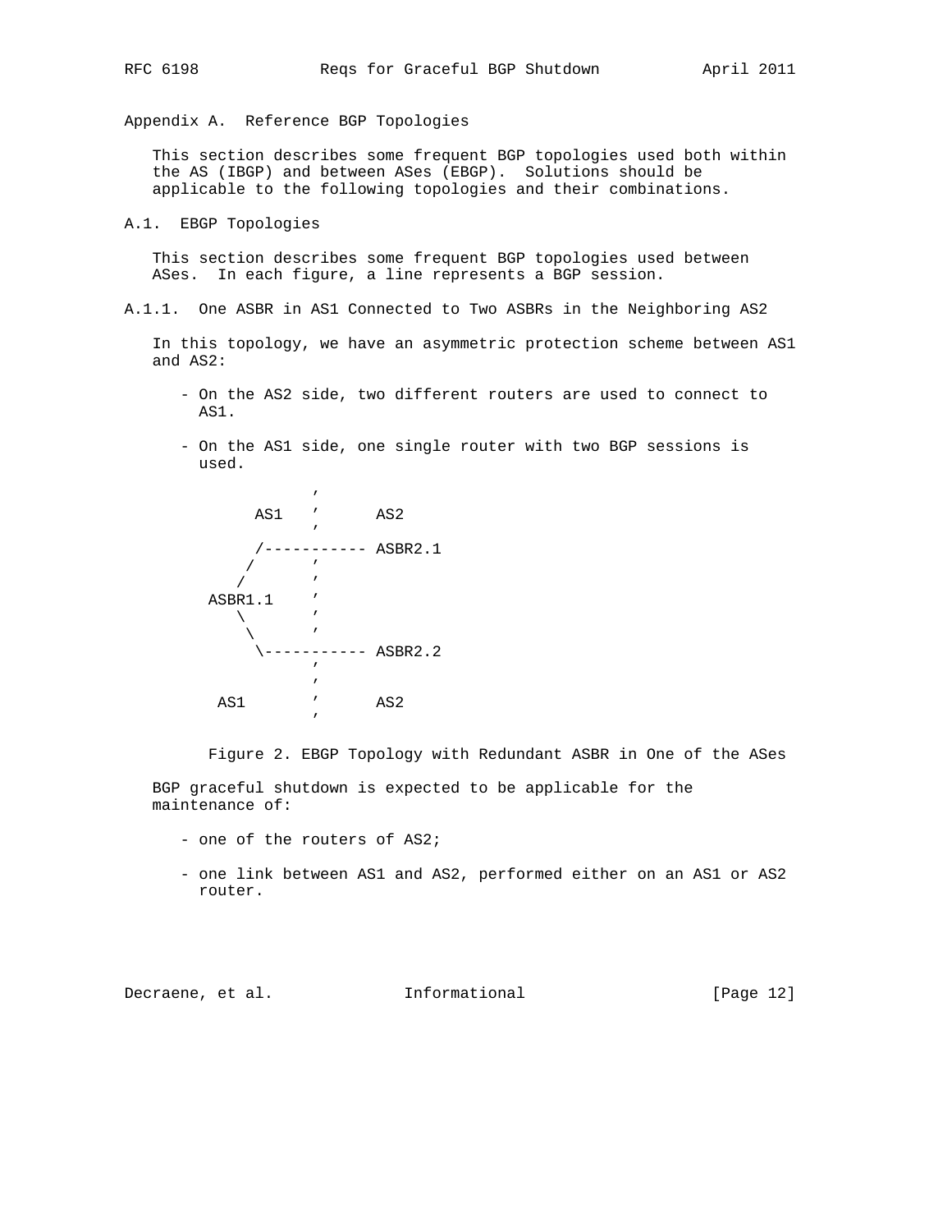## Appendix A. Reference BGP Topologies

This section describes some frequent BGP topologies used both within the AS (IBGP) and between ASes (EBGP). Solutions should be applicable to the following topologies and their combinations.

### A.1. EBGP Topologies

This section describes some frequent BGP topologies used between ASes. In each figure, a line represents a BGP session.

#### A.1.1. One ASBR in AS1 Connected to Two ASBRs in the Neighboring AS2

In this topology, we have an asymmetric protection scheme between AS1 and AS2:

- On the AS2 side, two different routers are used to connect to AS1.
- On the AS1 side, one single router with two BGP sessions is used.

```
                 '
         AS1     '      AS2
                 '
          /----------- ASBR2.1
         /       '
        /        '
      ASBR1.1    '
        \        '
         \       '
          \----------- ASBR2.2
                 '
                 '
      AS1        '      AS2
                 '
```

Figure 2. EBGP Topology with Redundant ASBR in One of the ASes

BGP graceful shutdown is expected to be applicable for the maintenance of:

- one of the routers of AS2;
- one link between AS1 and AS2, performed either on an AS1 or AS2 router.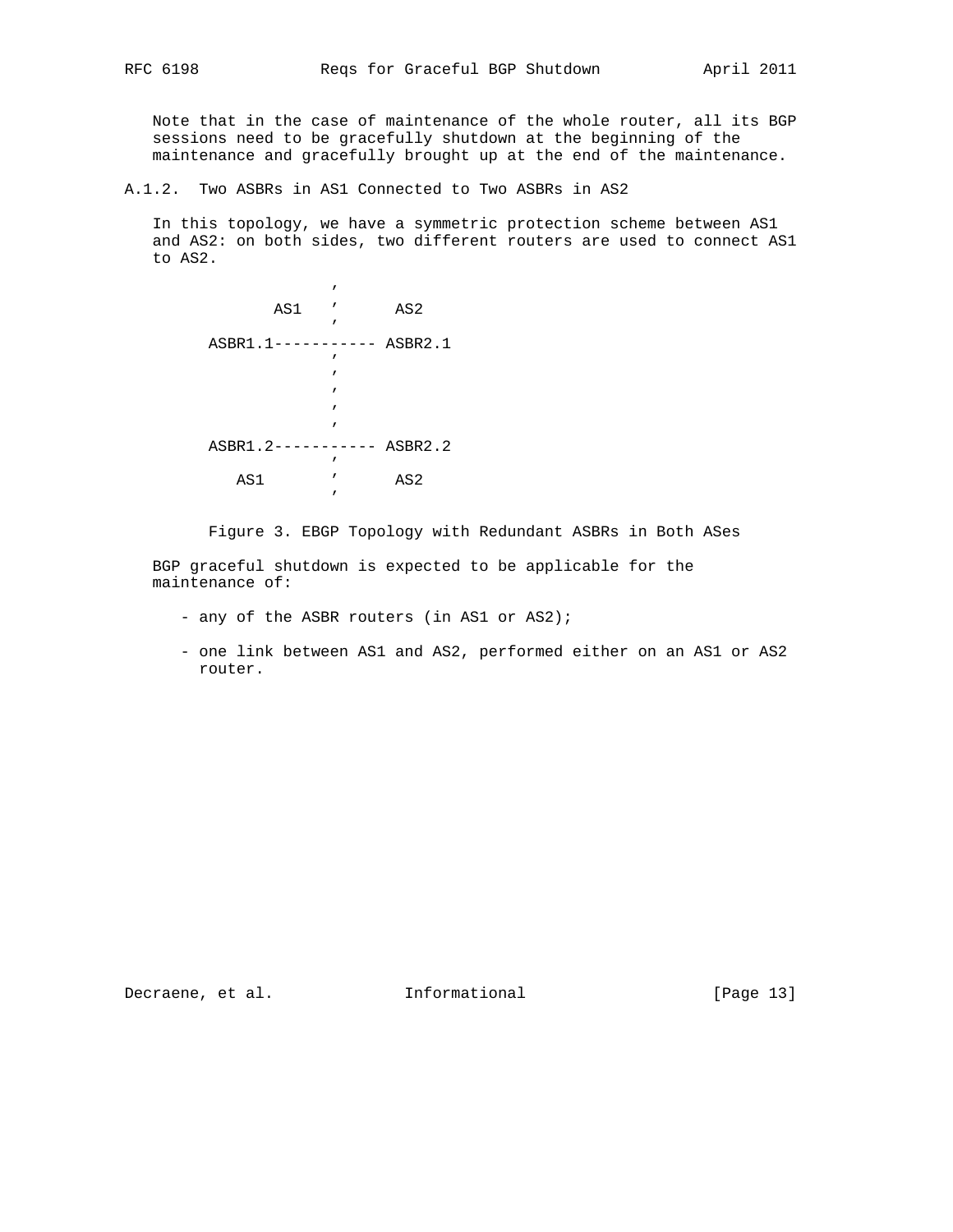Note that in the case of maintenance of the whole router, all its BGP sessions need to be gracefully shutdown at the beginning of the maintenance and gracefully brought up at the end of the maintenance.

### A.1.2. Two ASBRs in AS1 Connected to Two ASBRs in AS2

In this topology, we have a symmetric protection scheme between AS1 and AS2: on both sides, two different routers are used to connect AS1 to AS2.

```
                   '
             AS1   '      AS2
                   '
       ASBR1.1----------- ASBR2.1
                   '
                   '
                   '
                   '
                   '
       ASBR1.2----------- ASBR2.2
                   '
          AS1      '      AS2
                   '
```

Figure 3. EBGP Topology with Redundant ASBRs in Both ASes

BGP graceful shutdown is expected to be applicable for the maintenance of:

- any of the ASBR routers (in AS1 or AS2);
- one link between AS1 and AS2, performed either on an AS1 or AS2 router.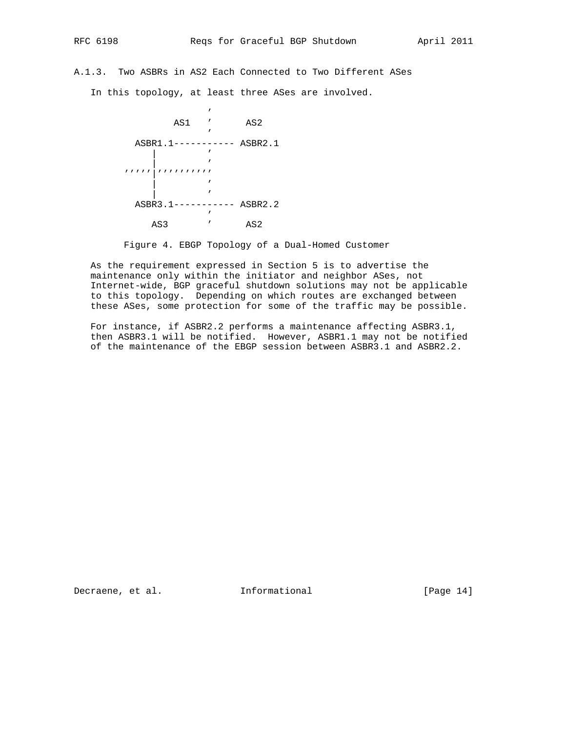### A.1.3. Two ASBRs in AS2 Each Connected to Two Different ASes

In this topology, at least three ASes are involved.

```
                      '
               AS1    '      AS2
                      '
         ASBR1.1----------- ASBR2.1
            |         '
            |         '
      ,,,,,|,,,,,,,,,,
            |         '
            |         '
         ASBR3.1----------- ASBR2.2
                      '
            AS3       '      AS2
```

Figure 4. EBGP Topology of a Dual-Homed Customer

As the requirement expressed in Section 5 is to advertise the maintenance only within the initiator and neighbor ASes, not Internet-wide, BGP graceful shutdown solutions may not be applicable to this topology. Depending on which routes are exchanged between these ASes, some protection for some of the traffic may be possible.

For instance, if ASBR2.2 performs a maintenance affecting ASBR3.1, then ASBR3.1 will be notified. However, ASBR1.1 may not be notified of the maintenance of the EBGP session between ASBR3.1 and ASBR2.2.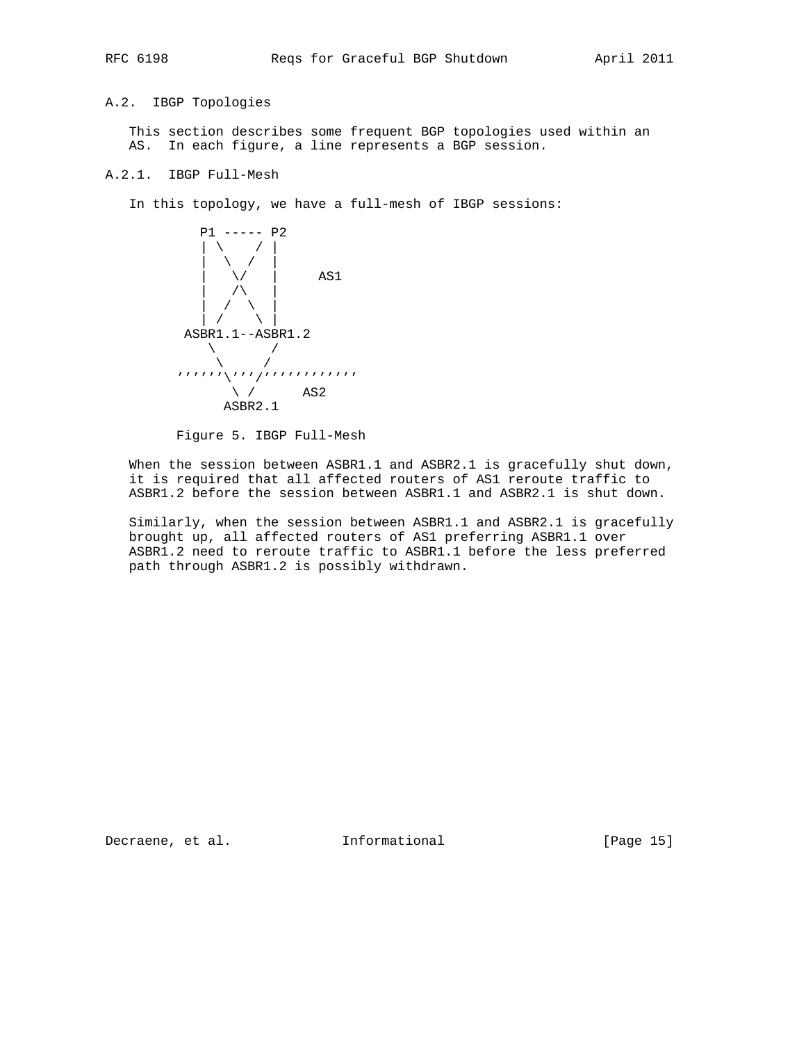## A.2. IBGP Topologies

This section describes some frequent BGP topologies used within an AS. In each figure, a line represents a BGP session.

### A.2.1. IBGP Full-Mesh

In this topology, we have a full-mesh of IBGP sessions:

```
          P1 ----- P2
          | \    / |
          |  \  /  |
          |   \/   |     AS1
          |   /\   |
          |  /  \  |
          | /    \ |
        ASBR1.1--ASBR1.2
           \       /
            \     /
       ''''''\''''/''''''''''''
              \ /      AS2
            ASBR2.1
```

Figure 5. IBGP Full-Mesh

When the session between ASBR1.1 and ASBR2.1 is gracefully shut down, it is required that all affected routers of AS1 reroute traffic to ASBR1.2 before the session between ASBR1.1 and ASBR2.1 is shut down.

Similarly, when the session between ASBR1.1 and ASBR2.1 is gracefully brought up, all affected routers of AS1 preferring ASBR1.1 over ASBR1.2 need to reroute traffic to ASBR1.1 before the less preferred path through ASBR1.2 is possibly withdrawn.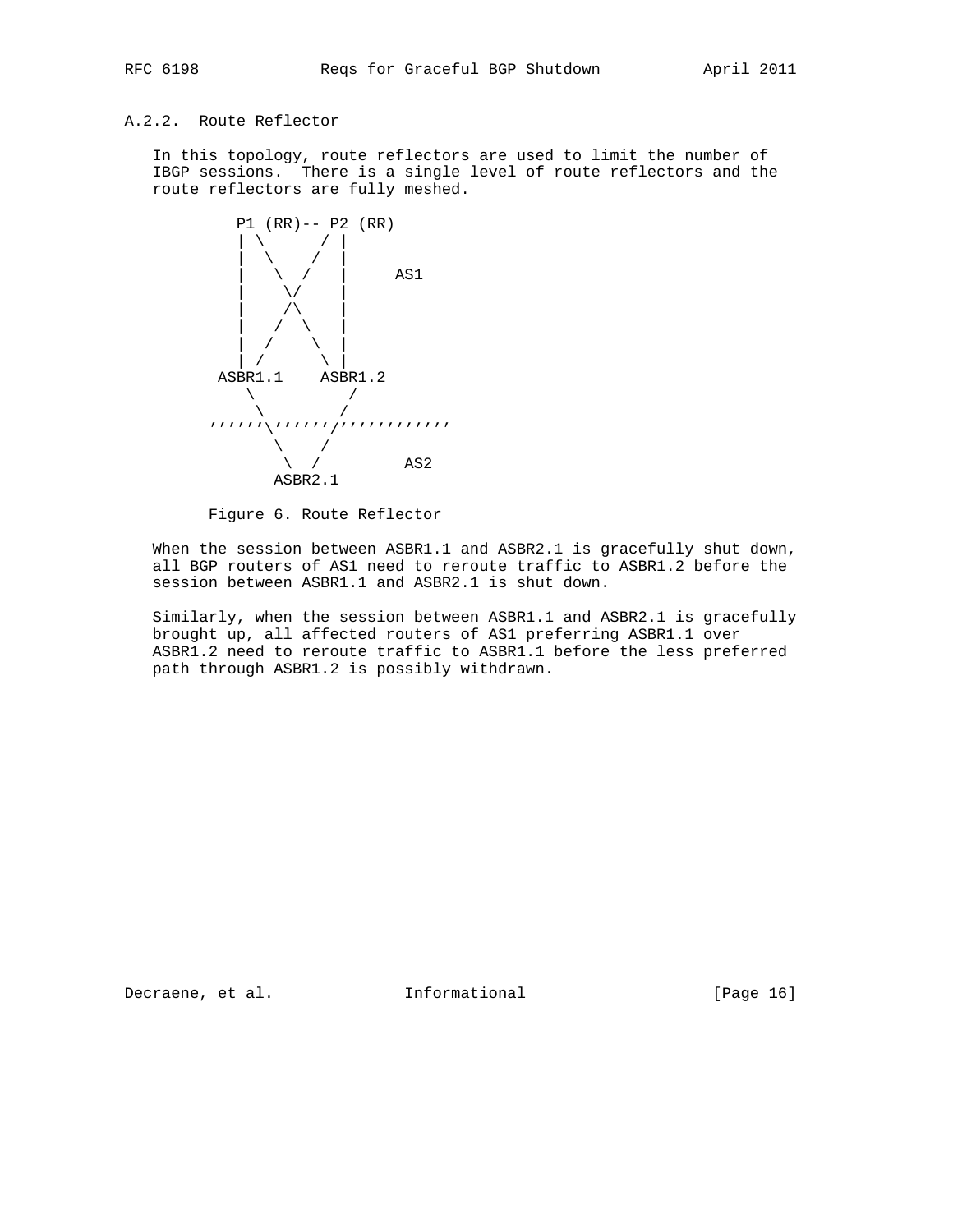### A.2.2. Route Reflector

In this topology, route reflectors are used to limit the number of IBGP sessions. There is a single level of route reflectors and the route reflectors are fully meshed.

```
          P1 (RR)-- P2 (RR)
           | \      / |
           |  \    /  |
           |   \  /   |     AS1
           |    \/    |
           |    /\    |
           |   /  \   |
           |  /    \  |
           | /      \ |
        ASBR1.1    ASBR1.2
            \         /
             \       /
      ,,,,,,\,,,,,,/,,,,,,,,,,,,
               \   /
                \  /         AS2
              ASBR2.1
```

Figure 6. Route Reflector

When the session between ASBR1.1 and ASBR2.1 is gracefully shut down, all BGP routers of AS1 need to reroute traffic to ASBR1.2 before the session between ASBR1.1 and ASBR2.1 is shut down.

Similarly, when the session between ASBR1.1 and ASBR2.1 is gracefully brought up, all affected routers of AS1 preferring ASBR1.1 over ASBR1.2 need to reroute traffic to ASBR1.1 before the less preferred path through ASBR1.2 is possibly withdrawn.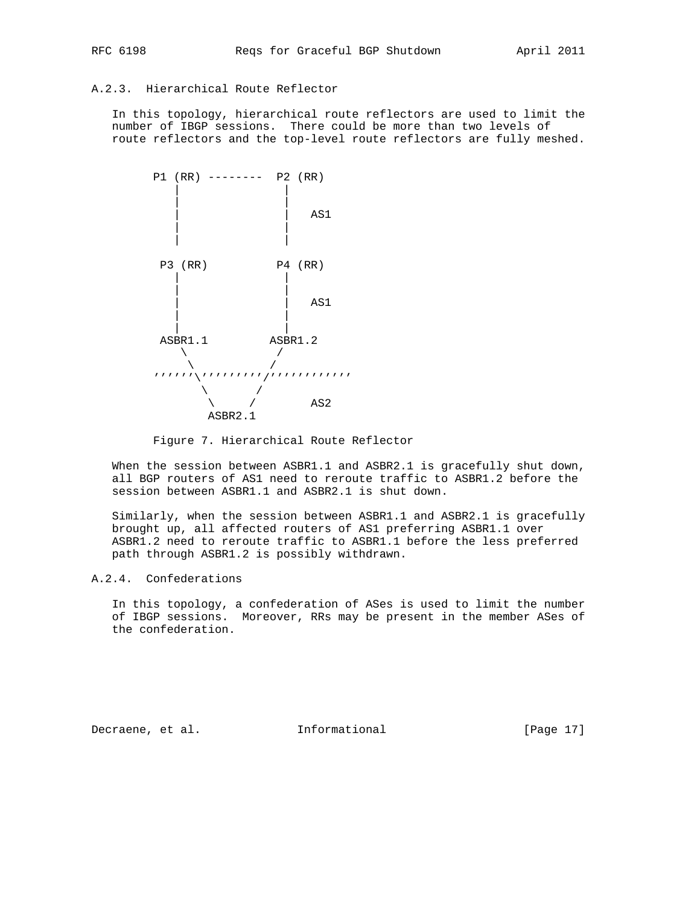### A.2.3. Hierarchical Route Reflector

In this topology, hierarchical route reflectors are used to limit the number of IBGP sessions. There could be more than two levels of route reflectors and the top-level route reflectors are fully meshed.

```
      P1 (RR) --------  P2 (RR)
         |               |
         |               |
         |               |   AS1
         |               |
         |               |

       P3 (RR)          P4 (RR)
         |               |
         |               |
         |               |   AS1
         |               |
         |               |
       ASBR1.1         ASBR1.2
          \             /
           \           /
      ,,,,,,\,,,,,,,,,,/,,,,,,,,,,,,
             \       /
              \     /        AS2
             ASBR2.1
```

Figure 7. Hierarchical Route Reflector

When the session between ASBR1.1 and ASBR2.1 is gracefully shut down, all BGP routers of AS1 need to reroute traffic to ASBR1.2 before the session between ASBR1.1 and ASBR2.1 is shut down.

Similarly, when the session between ASBR1.1 and ASBR2.1 is gracefully brought up, all affected routers of AS1 preferring ASBR1.1 over ASBR1.2 need to reroute traffic to ASBR1.1 before the less preferred path through ASBR1.2 is possibly withdrawn.

### A.2.4. Confederations

In this topology, a confederation of ASes is used to limit the number of IBGP sessions. Moreover, RRs may be present in the member ASes of the confederation.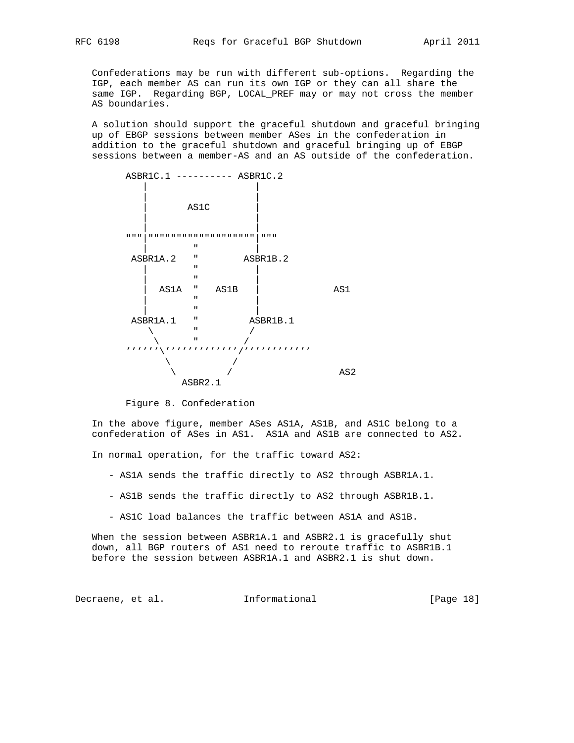Confederations may be run with different sub-options. Regarding the IGP, each member AS can run its own IGP or they can all share the same IGP. Regarding BGP, LOCAL_PREF may or may not cross the member AS boundaries.

A solution should support the graceful shutdown and graceful bringing up of EBGP sessions between member ASes in the confederation in addition to the graceful shutdown and graceful bringing up of EBGP sessions between a member-AS and an AS outside of the confederation.

```
      ASBR1C.1 ---------- ASBR1C.2
         |                   |
         |                   |
         |       AS1C        |
         |                   |
         |                   |
      """|"""""""""""""""""""|"""
         |         "         |
       ASBR1A.2    "        ASBR1B.2
         |         "         |
         |         "         |
         |  AS1A   "   AS1B  |              AS1
         |         "         |
         |         "         |
       ASBR1A.1    "         ASBR1B.1
          \        "        /
           \       "       /
      ''''''\''''''''''''''/''''''''''''
             \           /
              \         /                  AS2
               ASBR2.1
```

Figure 8. Confederation

In the above figure, member ASes AS1A, AS1B, and AS1C belong to a confederation of ASes in AS1. AS1A and AS1B are connected to AS2.

In normal operation, for the traffic toward AS2:

- AS1A sends the traffic directly to AS2 through ASBR1A.1.

- AS1B sends the traffic directly to AS2 through ASBR1B.1.

- AS1C load balances the traffic between AS1A and AS1B.

When the session between ASBR1A.1 and ASBR2.1 is gracefully shut down, all BGP routers of AS1 need to reroute traffic to ASBR1B.1 before the session between ASBR1A.1 and ASBR2.1 is shut down.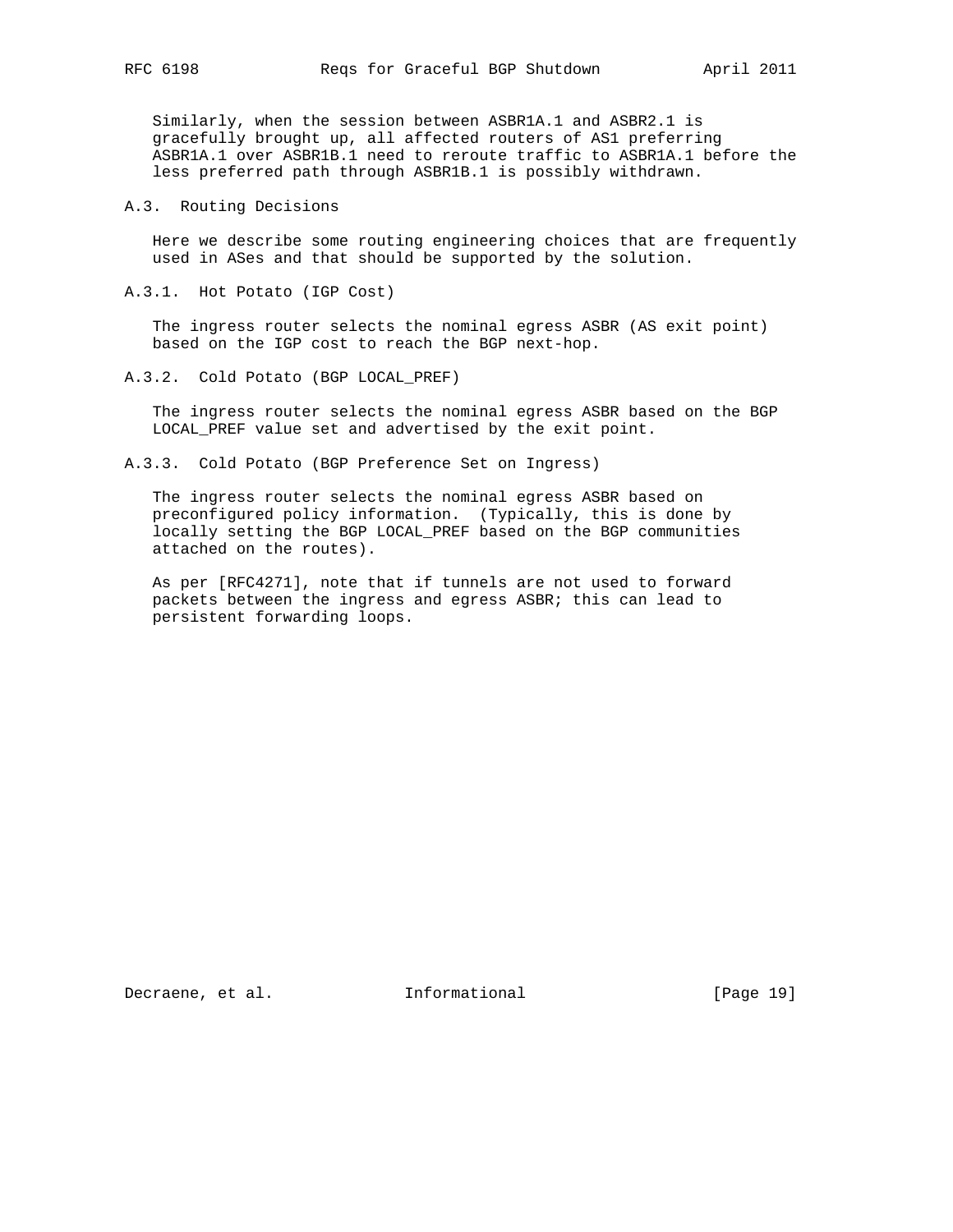Similarly, when the session between ASBR1A.1 and ASBR2.1 is gracefully brought up, all affected routers of AS1 preferring ASBR1A.1 over ASBR1B.1 need to reroute traffic to ASBR1A.1 before the less preferred path through ASBR1B.1 is possibly withdrawn.

### A.3. Routing Decisions

Here we describe some routing engineering choices that are frequently used in ASes and that should be supported by the solution.

#### A.3.1. Hot Potato (IGP Cost)

The ingress router selects the nominal egress ASBR (AS exit point) based on the IGP cost to reach the BGP next-hop.

#### A.3.2. Cold Potato (BGP LOCAL_PREF)

The ingress router selects the nominal egress ASBR based on the BGP LOCAL_PREF value set and advertised by the exit point.

#### A.3.3. Cold Potato (BGP Preference Set on Ingress)

The ingress router selects the nominal egress ASBR based on preconfigured policy information. (Typically, this is done by locally setting the BGP LOCAL_PREF based on the BGP communities attached on the routes).

As per [RFC4271], note that if tunnels are not used to forward packets between the ingress and egress ASBR; this can lead to persistent forwarding loops.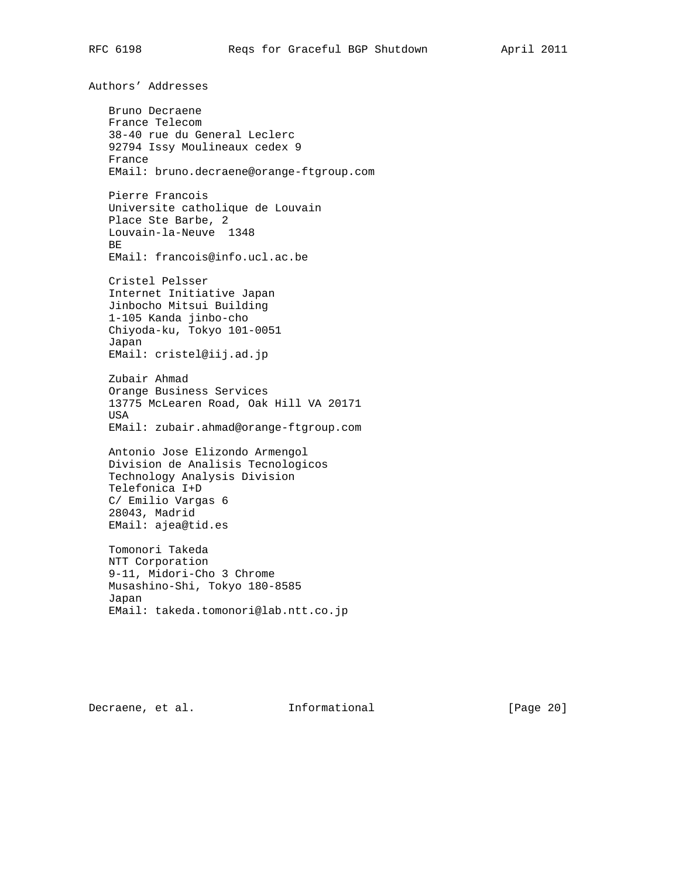## Authors' Addresses

Bruno Decraene
France Telecom
38-40 rue du General Leclerc
92794 Issy Moulineaux cedex 9
France
EMail: bruno.decraene@orange-ftgroup.com

Pierre Francois
Universite catholique de Louvain
Place Ste Barbe, 2
Louvain-la-Neuve 1348
BE
EMail: francois@info.ucl.ac.be

Cristel Pelsser
Internet Initiative Japan
Jinbocho Mitsui Building
1-105 Kanda jinbo-cho
Chiyoda-ku, Tokyo 101-0051
Japan
EMail: cristel@iij.ad.jp

Zubair Ahmad
Orange Business Services
13775 McLearen Road, Oak Hill VA 20171
USA
EMail: zubair.ahmad@orange-ftgroup.com

Antonio Jose Elizondo Armengol
Division de Analisis Tecnologicos
Technology Analysis Division
Telefonica I+D
C/ Emilio Vargas 6
28043, Madrid
EMail: ajea@tid.es

Tomonori Takeda
NTT Corporation
9-11, Midori-Cho 3 Chrome
Musashino-Shi, Tokyo 180-8585
Japan
EMail: takeda.tomonori@lab.ntt.co.jp